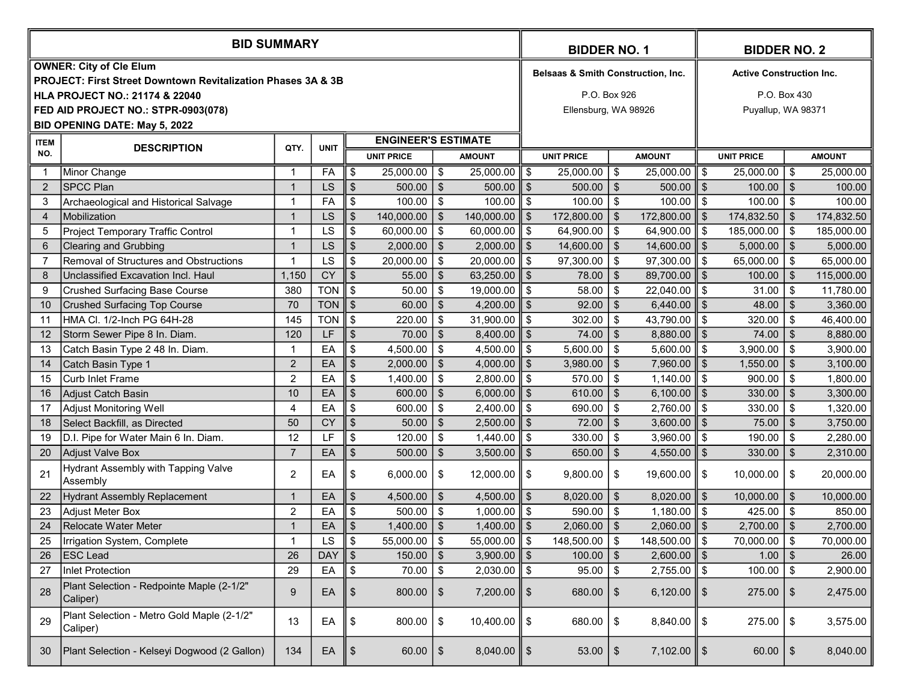# BID SUMMARY

**OWNER: City of Cle Elum**
**PROJECT: First Street Downtown Revitalization Phases 3A & 3B**
**HLA PROJECT NO.: 21174 & 22040**
**FED AID PROJECT NO.: STPR-0903(078)**
**BID OPENING DATE: May 5, 2022**

**BIDDER NO. 1**
Belsaas & Smith Construction, Inc.
P.O. Box 926
Ellensburg, WA 98926

**BIDDER NO. 2**
Active Construction Inc.
P.O. Box 430
Puyallup, WA 98371

| ITEM NO. | DESCRIPTION | QTY. | UNIT | ENGINEER'S ESTIMATE | | BIDDER NO. 1 | | BIDDER NO. 2 | |
|---|---|---|---|---|---|---|---|---|---|
| | | | | UNIT PRICE | AMOUNT | UNIT PRICE | AMOUNT | UNIT PRICE | AMOUNT |
| 1 | Minor Change | 1 | FA | $ 25,000.00 | $ 25,000.00 | $ 25,000.00 | $ 25,000.00 | $ 25,000.00 | $ 25,000.00 |
| 2 | SPCC Plan | 1 | LS | $ 500.00 | $ 500.00 | $ 500.00 | $ 500.00 | $ 100.00 | $ 100.00 |
| 3 | Archaeological and Historical Salvage | 1 | FA | $ 100.00 | $ 100.00 | $ 100.00 | $ 100.00 | $ 100.00 | $ 100.00 |
| 4 | Mobilization | 1 | LS | $ 140,000.00 | $ 140,000.00 | $ 172,800.00 | $ 172,800.00 | $ 174,832.50 | $ 174,832.50 |
| 5 | Project Temporary Traffic Control | 1 | LS | $ 60,000.00 | $ 60,000.00 | $ 64,900.00 | $ 64,900.00 | $ 185,000.00 | $ 185,000.00 |
| 6 | Clearing and Grubbing | 1 | LS | $ 2,000.00 | $ 2,000.00 | $ 14,600.00 | $ 14,600.00 | $ 5,000.00 | $ 5,000.00 |
| 7 | Removal of Structures and Obstructions | 1 | LS | $ 20,000.00 | $ 20,000.00 | $ 97,300.00 | $ 97,300.00 | $ 65,000.00 | $ 65,000.00 |
| 8 | Unclassified Excavation Incl. Haul | 1,150 | CY | $ 55.00 | $ 63,250.00 | $ 78.00 | $ 89,700.00 | $ 100.00 | $ 115,000.00 |
| 9 | Crushed Surfacing Base Course | 380 | TON | $ 50.00 | $ 19,000.00 | $ 58.00 | $ 22,040.00 | $ 31.00 | $ 11,780.00 |
| 10 | Crushed Surfacing Top Course | 70 | TON | $ 60.00 | $ 4,200.00 | $ 92.00 | $ 6,440.00 | $ 48.00 | $ 3,360.00 |
| 11 | HMA Cl. 1/2-Inch PG 64H-28 | 145 | TON | $ 220.00 | $ 31,900.00 | $ 302.00 | $ 43,790.00 | $ 320.00 | $ 46,400.00 |
| 12 | Storm Sewer Pipe 8 In. Diam. | 120 | LF | $ 70.00 | $ 8,400.00 | $ 74.00 | $ 8,880.00 | $ 74.00 | $ 8,880.00 |
| 13 | Catch Basin Type 2 48 In. Diam. | 1 | EA | $ 4,500.00 | $ 4,500.00 | $ 5,600.00 | $ 5,600.00 | $ 3,900.00 | $ 3,900.00 |
| 14 | Catch Basin Type 1 | 2 | EA | $ 2,000.00 | $ 4,000.00 | $ 3,980.00 | $ 7,960.00 | $ 1,550.00 | $ 3,100.00 |
| 15 | Curb Inlet Frame | 2 | EA | $ 1,400.00 | $ 2,800.00 | $ 570.00 | $ 1,140.00 | $ 900.00 | $ 1,800.00 |
| 16 | Adjust Catch Basin | 10 | EA | $ 600.00 | $ 6,000.00 | $ 610.00 | $ 6,100.00 | $ 330.00 | $ 3,300.00 |
| 17 | Adjust Monitoring Well | 4 | EA | $ 600.00 | $ 2,400.00 | $ 690.00 | $ 2,760.00 | $ 330.00 | $ 1,320.00 |
| 18 | Select Backfill, as Directed | 50 | CY | $ 50.00 | $ 2,500.00 | $ 72.00 | $ 3,600.00 | $ 75.00 | $ 3,750.00 |
| 19 | D.I. Pipe for Water Main 6 In. Diam. | 12 | LF | $ 120.00 | $ 1,440.00 | $ 330.00 | $ 3,960.00 | $ 190.00 | $ 2,280.00 |
| 20 | Adjust Valve Box | 7 | EA | $ 500.00 | $ 3,500.00 | $ 650.00 | $ 4,550.00 | $ 330.00 | $ 2,310.00 |
| 21 | Hydrant Assembly with Tapping Valve Assembly | 2 | EA | $ 6,000.00 | $ 12,000.00 | $ 9,800.00 | $ 19,600.00 | $ 10,000.00 | $ 20,000.00 |
| 22 | Hydrant Assembly Replacement | 1 | EA | $ 4,500.00 | $ 4,500.00 | $ 8,020.00 | $ 8,020.00 | $ 10,000.00 | $ 10,000.00 |
| 23 | Adjust Meter Box | 2 | EA | $ 500.00 | $ 1,000.00 | $ 590.00 | $ 1,180.00 | $ 425.00 | $ 850.00 |
| 24 | Relocate Water Meter | 1 | EA | $ 1,400.00 | $ 1,400.00 | $ 2,060.00 | $ 2,060.00 | $ 2,700.00 | $ 2,700.00 |
| 25 | Irrigation System, Complete | 1 | LS | $ 55,000.00 | $ 55,000.00 | $ 148,500.00 | $ 148,500.00 | $ 70,000.00 | $ 70,000.00 |
| 26 | ESC Lead | 26 | DAY | $ 150.00 | $ 3,900.00 | $ 100.00 | $ 2,600.00 | $ 1.00 | $ 26.00 |
| 27 | Inlet Protection | 29 | EA | $ 70.00 | $ 2,030.00 | $ 95.00 | $ 2,755.00 | $ 100.00 | $ 2,900.00 |
| 28 | Plant Selection - Redpointe Maple (2-1/2" Caliper) | 9 | EA | $ 800.00 | $ 7,200.00 | $ 680.00 | $ 6,120.00 | $ 275.00 | $ 2,475.00 |
| 29 | Plant Selection - Metro Gold Maple (2-1/2" Caliper) | 13 | EA | $ 800.00 | $ 10,400.00 | $ 680.00 | $ 8,840.00 | $ 275.00 | $ 3,575.00 |
| 30 | Plant Selection - Kelseyi Dogwood (2 Gallon) | 134 | EA | $ 60.00 | $ 8,040.00 | $ 53.00 | $ 7,102.00 | $ 60.00 | $ 8,040.00 |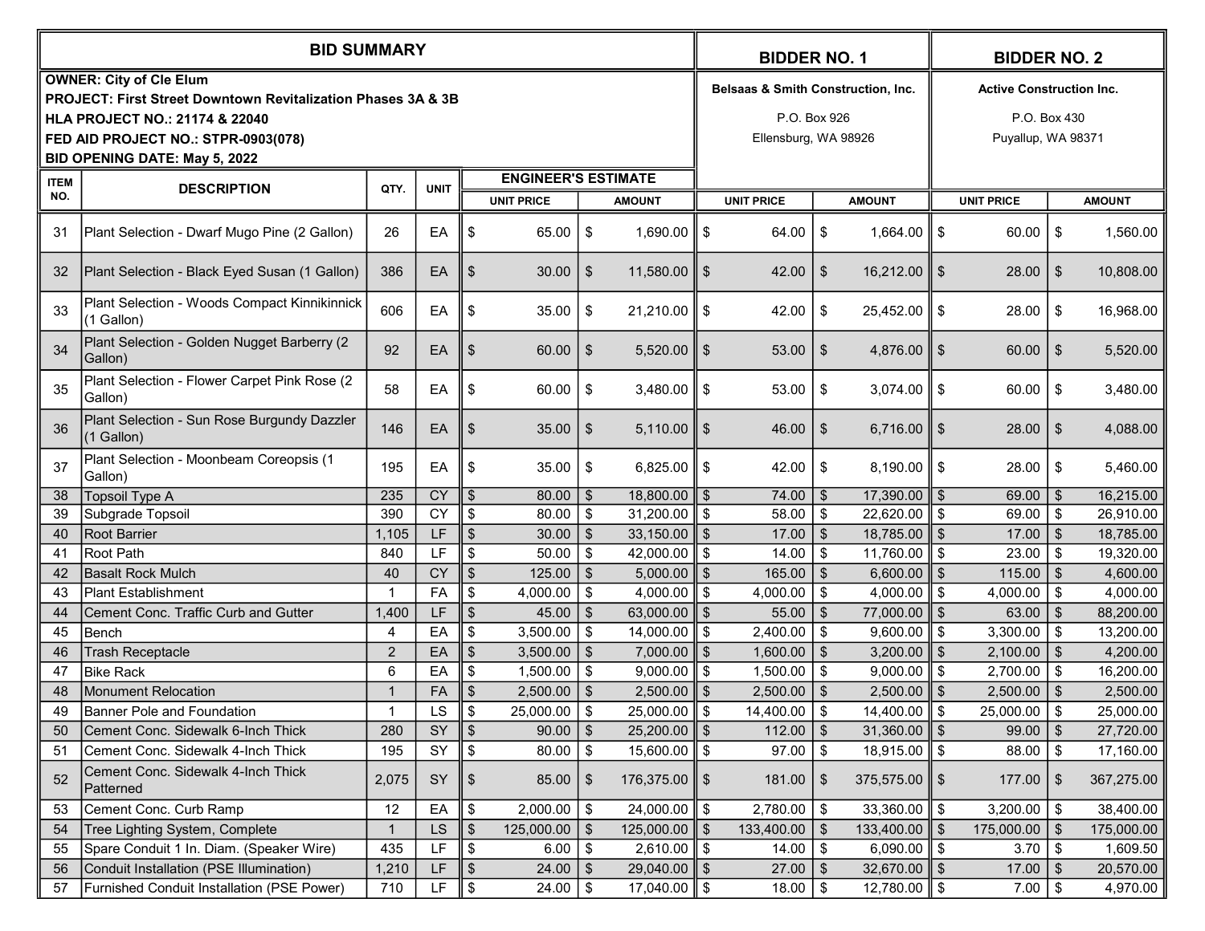| BID SUMMARY | | | | | | BIDDER NO. 1 | | BIDDER NO. 2 | |
|---|---|---|---|---|---|---|---|---|---|
| OWNER: City of Cle Elum<br>PROJECT: First Street Downtown Revitalization Phases 3A & 3B<br>HLA PROJECT NO.: 21174 & 22040<br>FED AID PROJECT NO.: STPR-0903(078)<br>BID OPENING DATE: May 5, 2022 | | | | | | Belsaas & Smith Construction, Inc.<br>P.O. Box 926<br>Ellensburg, WA 98926 | | Active Construction Inc.<br>P.O. Box 430<br>Puyallup, WA 98371 | |
| ITEM NO. | DESCRIPTION | QTY. | UNIT | ENGINEER'S ESTIMATE | | | | | |
| | | | | UNIT PRICE | AMOUNT | UNIT PRICE | AMOUNT | UNIT PRICE | AMOUNT |
| 31 | Plant Selection - Dwarf Mugo Pine (2 Gallon) | 26 | EA | $ 65.00 | $ 1,690.00 | $ 64.00 | $ 1,664.00 | $ 60.00 | $ 1,560.00 |
| 32 | Plant Selection - Black Eyed Susan (1 Gallon) | 386 | EA | $ 30.00 | $ 11,580.00 | $ 42.00 | $ 16,212.00 | $ 28.00 | $ 10,808.00 |
| 33 | Plant Selection - Woods Compact Kinnikinnick (1 Gallon) | 606 | EA | $ 35.00 | $ 21,210.00 | $ 42.00 | $ 25,452.00 | $ 28.00 | $ 16,968.00 |
| 34 | Plant Selection - Golden Nugget Barberry (2 Gallon) | 92 | EA | $ 60.00 | $ 5,520.00 | $ 53.00 | $ 4,876.00 | $ 60.00 | $ 5,520.00 |
| 35 | Plant Selection - Flower Carpet Pink Rose (2 Gallon) | 58 | EA | $ 60.00 | $ 3,480.00 | $ 53.00 | $ 3,074.00 | $ 60.00 | $ 3,480.00 |
| 36 | Plant Selection - Sun Rose Burgundy Dazzler (1 Gallon) | 146 | EA | $ 35.00 | $ 5,110.00 | $ 46.00 | $ 6,716.00 | $ 28.00 | $ 4,088.00 |
| 37 | Plant Selection - Moonbeam Coreopsis (1 Gallon) | 195 | EA | $ 35.00 | $ 6,825.00 | $ 42.00 | $ 8,190.00 | $ 28.00 | $ 5,460.00 |
| 38 | Topsoil Type A | 235 | CY | $ 80.00 | $ 18,800.00 | $ 74.00 | $ 17,390.00 | $ 69.00 | $ 16,215.00 |
| 39 | Subgrade Topsoil | 390 | CY | $ 80.00 | $ 31,200.00 | $ 58.00 | $ 22,620.00 | $ 69.00 | $ 26,910.00 |
| 40 | Root Barrier | 1,105 | LF | $ 30.00 | $ 33,150.00 | $ 17.00 | $ 18,785.00 | $ 17.00 | $ 18,785.00 |
| 41 | Root Path | 840 | LF | $ 50.00 | $ 42,000.00 | $ 14.00 | $ 11,760.00 | $ 23.00 | $ 19,320.00 |
| 42 | Basalt Rock Mulch | 40 | CY | $ 125.00 | $ 5,000.00 | $ 165.00 | $ 6,600.00 | $ 115.00 | $ 4,600.00 |
| 43 | Plant Establishment | 1 | FA | $ 4,000.00 | $ 4,000.00 | $ 4,000.00 | $ 4,000.00 | $ 4,000.00 | $ 4,000.00 |
| 44 | Cement Conc. Traffic Curb and Gutter | 1,400 | LF | $ 45.00 | $ 63,000.00 | $ 55.00 | $ 77,000.00 | $ 63.00 | $ 88,200.00 |
| 45 | Bench | 4 | EA | $ 3,500.00 | $ 14,000.00 | $ 2,400.00 | $ 9,600.00 | $ 3,300.00 | $ 13,200.00 |
| 46 | Trash Receptacle | 2 | EA | $ 3,500.00 | $ 7,000.00 | $ 1,600.00 | $ 3,200.00 | $ 2,100.00 | $ 4,200.00 |
| 47 | Bike Rack | 6 | EA | $ 1,500.00 | $ 9,000.00 | $ 1,500.00 | $ 9,000.00 | $ 2,700.00 | $ 16,200.00 |
| 48 | Monument Relocation | 1 | FA | $ 2,500.00 | $ 2,500.00 | $ 2,500.00 | $ 2,500.00 | $ 2,500.00 | $ 2,500.00 |
| 49 | Banner Pole and Foundation | 1 | LS | $ 25,000.00 | $ 25,000.00 | $ 14,400.00 | $ 14,400.00 | $ 25,000.00 | $ 25,000.00 |
| 50 | Cement Conc. Sidewalk 6-Inch Thick | 280 | SY | $ 90.00 | $ 25,200.00 | $ 112.00 | $ 31,360.00 | $ 99.00 | $ 27,720.00 |
| 51 | Cement Conc. Sidewalk 4-Inch Thick | 195 | SY | $ 80.00 | $ 15,600.00 | $ 97.00 | $ 18,915.00 | $ 88.00 | $ 17,160.00 |
| 52 | Cement Conc. Sidewalk 4-Inch Thick Patterned | 2,075 | SY | $ 85.00 | $ 176,375.00 | $ 181.00 | $ 375,575.00 | $ 177.00 | $ 367,275.00 |
| 53 | Cement Conc. Curb Ramp | 12 | EA | $ 2,000.00 | $ 24,000.00 | $ 2,780.00 | $ 33,360.00 | $ 3,200.00 | $ 38,400.00 |
| 54 | Tree Lighting System, Complete | 1 | LS | $ 125,000.00 | $ 125,000.00 | $ 133,400.00 | $ 133,400.00 | $ 175,000.00 | $ 175,000.00 |
| 55 | Spare Conduit 1 In. Diam. (Speaker Wire) | 435 | LF | $ 6.00 | $ 2,610.00 | $ 14.00 | $ 6,090.00 | $ 3.70 | $ 1,609.50 |
| 56 | Conduit Installation (PSE Illumination) | 1,210 | LF | $ 24.00 | $ 29,040.00 | $ 27.00 | $ 32,670.00 | $ 17.00 | $ 20,570.00 |
| 57 | Furnished Conduit Installation (PSE Power) | 710 | LF | $ 24.00 | $ 17,040.00 | $ 18.00 | $ 12,780.00 | $ 7.00 | $ 4,970.00 |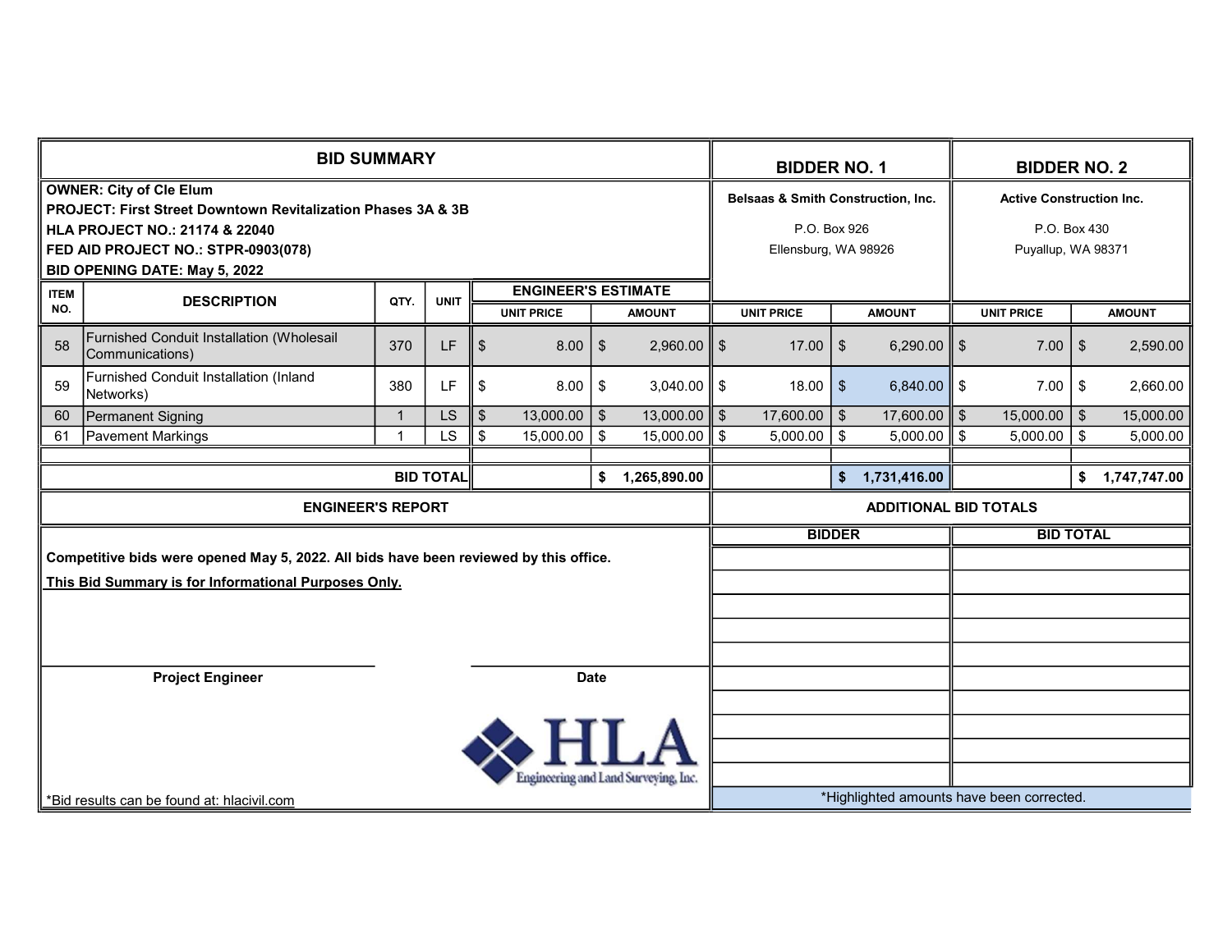# BID SUMMARY

**OWNER: City of Cle Elum**
**PROJECT: First Street Downtown Revitalization Phases 3A & 3B**
**HLA PROJECT NO.: 21174 & 22040**
**FED AID PROJECT NO.: STPR-0903(078)**
**BID OPENING DATE: May 5, 2022**

**BIDDER NO. 1**: Belsaas & Smith Construction, Inc., P.O. Box 926, Ellensburg, WA 98926

**BIDDER NO. 2**: Active Construction Inc., P.O. Box 430, Puyallup, WA 98371

| ITEM NO. | DESCRIPTION | QTY. | UNIT | ENGINEER'S ESTIMATE | | BIDDER NO. 1 | | BIDDER NO. 2 | |
|---|---|---|---|---|---|---|---|---|---|
| | | | | UNIT PRICE | AMOUNT | UNIT PRICE | AMOUNT | UNIT PRICE | AMOUNT |
| 58 | Furnished Conduit Installation (Wholesail Communications) | 370 | LF | $ 8.00 | $ 2,960.00 | $ 17.00 | $ 6,290.00 | $ 7.00 | $ 2,590.00 |
| 59 | Furnished Conduit Installation (Inland Networks) | 380 | LF | $ 8.00 | $ 3,040.00 | $ 18.00 | $ 6,840.00* | $ 7.00 | $ 2,660.00 |
| 60 | Permanent Signing | 1 | LS | $ 13,000.00 | $ 13,000.00 | $ 17,600.00 | $ 17,600.00 | $ 15,000.00 | $ 15,000.00 |
| 61 | Pavement Markings | 1 | LS | $ 15,000.00 | $ 15,000.00 | $ 5,000.00 | $ 5,000.00 | $ 5,000.00 | $ 5,000.00 |
| | | | | | | | | | |
| | **BID TOTAL** | | | | **$ 1,265,890.00** | | **$ 1,731,416.00*** | | **$ 1,747,747.00** |

## ENGINEER'S REPORT

**Competitive bids were opened May 5, 2022. All bids have been reviewed by this office.**

**This Bid Summary is for Informational Purposes Only.**

**Project Engineer** &nbsp;&nbsp;&nbsp;&nbsp; **Date**

HLA Engineering and Land Surveying, Inc.

*Bid results can be found at: hlacivil.com

## ADDITIONAL BID TOTALS

| BIDDER | BID TOTAL |
|---|---|
| | |
| | |
| | |
| | |
| | |
| | |
| | |
| | |
| | |
| | |

*Highlighted amounts have been corrected.